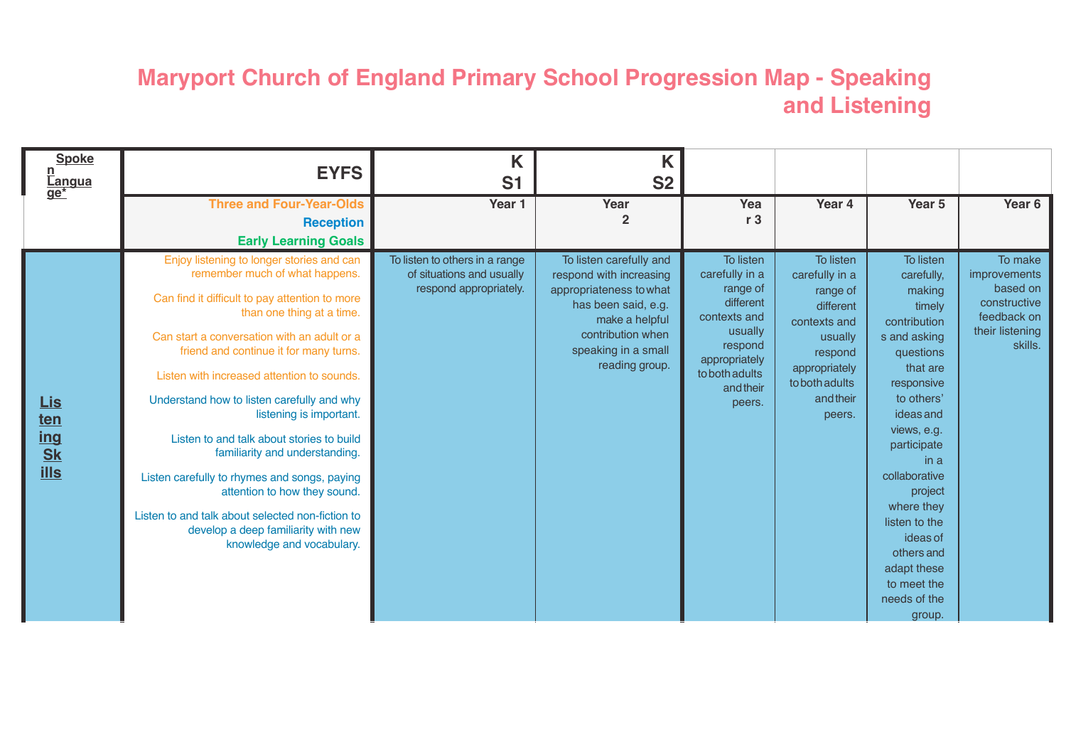# Maryport Church of England Primary School Progression Map - Speaking and Listening

| Spoken Language* | EYFS | KS1 | KS2 | | | | |
|---|---|---|---|---|---|---|---|
| | Three and Four-Year-Olds<br>Reception<br>Early Learning Goals | Year 1 | Year 2 | Year 3 | Year 4 | Year 5 | Year 6 |
| **Listening Skills** | Enjoy listening to longer stories and can remember much of what happens.<br><br>Can find it difficult to pay attention to more than one thing at a time.<br><br>Can start a conversation with an adult or a friend and continue it for many turns.<br><br>Listen with increased attention to sounds.<br><br>Understand how to listen carefully and why listening is important.<br><br>Listen to and talk about stories to build familiarity and understanding.<br><br>Listen carefully to rhymes and songs, paying attention to how they sound.<br><br>Listen to and talk about selected non-fiction to develop a deep familiarity with new knowledge and vocabulary. | To listen to others in a range of situations and usually respond appropriately. | To listen carefully and respond with increasing appropriateness to what has been said, e.g. make a helpful contribution when speaking in a small reading group. | To listen carefully in a range of different contexts and usually respond appropriately to both adults and their peers. | To listen carefully in a range of different contexts and usually respond appropriately to both adults and their peers. | To listen carefully, making timely contributions and asking questions that are responsive to others' ideas and views, e.g. participate in a collaborative project where they listen to the ideas of others and adapt these to meet the needs of the group. | To make improvements based on constructive feedback on their listening skills. |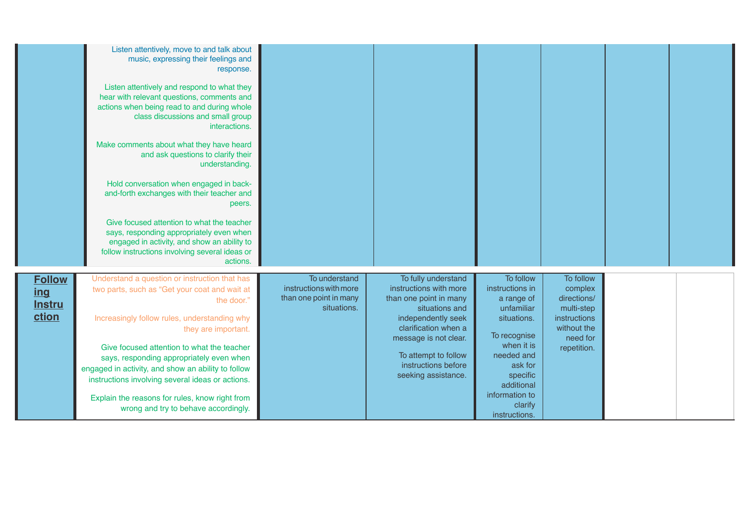| | | | | | | | |
|---|---|---|---|---|---|---|---|
| | Listen attentively, move to and talk about music, expressing their feelings and response.<br><br>Listen attentively and respond to what they hear with relevant questions, comments and actions when being read to and during whole class discussions and small group interactions.<br><br>Make comments about what they have heard and ask questions to clarify their understanding.<br><br>Hold conversation when engaged in back-and-forth exchanges with their teacher and peers.<br><br>Give focused attention to what the teacher says, responding appropriately even when engaged in activity, and show an ability to follow instructions involving several ideas or actions. | | | | | | |
| **Following Instruction** | Understand a question or instruction that has two parts, such as "Get your coat and wait at the door."<br><br>Increasingly follow rules, understanding why they are important.<br><br>Give focused attention to what the teacher says, responding appropriately even when engaged in activity, and show an ability to follow instructions involving several ideas or actions.<br><br>Explain the reasons for rules, know right from wrong and try to behave accordingly. | To understand instructions with more than one point in many situations. | To fully understand instructions with more than one point in many situations and independently seek clarification when a message is not clear.<br><br>To attempt to follow instructions before seeking assistance. | To follow instructions in a range of unfamiliar situations.<br><br>To recognise when it is needed and ask for specific additional information to clarify instructions. | To follow complex directions/ multi-step instructions without the need for repetition. | | |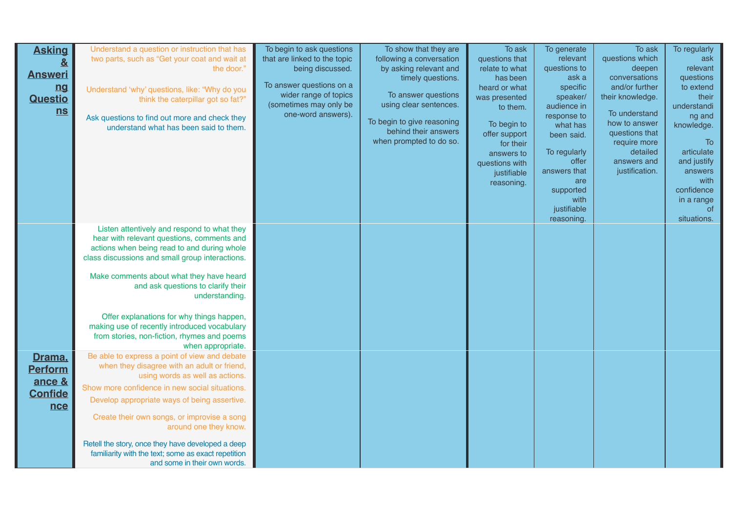| | | | | | | | |
|---|---|---|---|---|---|---|---|
| **Asking & Answering Questions** | Understand a question or instruction that has two parts, such as "Get your coat and wait at the door."<br><br>Understand 'why' questions, like: "Why do you think the caterpillar got so fat?"<br><br>Ask questions to find out more and check they understand what has been said to them. | To begin to ask questions that are linked to the topic being discussed.<br><br>To answer questions on a wider range of topics (sometimes may only be one-word answers). | To show that they are following a conversation by asking relevant and timely questions.<br><br>To answer questions using clear sentences.<br><br>To begin to give reasoning behind their answers when prompted to do so. | To ask questions that relate to what has been heard or what was presented to them.<br><br>To begin to offer support for their answers to questions with justifiable reasoning. | To generate relevant questions to ask a specific speaker/ audience in response to what has been said.<br><br>To regularly offer answers that are supported with justifiable reasoning. | To ask questions which deepen conversations and/or further their knowledge.<br><br>To understand how to answer questions that require more detailed answers and justification. | To regularly ask relevant questions to extend their understanding and knowledge.<br><br>To articulate and justify answers with confidence in a range of situations. |
| | Listen attentively and respond to what they hear with relevant questions, comments and actions when being read to and during whole class discussions and small group interactions.<br><br>Make comments about what they have heard and ask questions to clarify their understanding.<br><br>Offer explanations for why things happen, making use of recently introduced vocabulary from stories, non-fiction, rhymes and poems when appropriate. | | | | | | |
| **Drama, Performance & Confidence** | Be able to express a point of view and debate when they disagree with an adult or friend, using words as well as actions.<br><br>Show more confidence in new social situations.<br><br>Develop appropriate ways of being assertive.<br><br>Create their own songs, or improvise a song around one they know.<br><br>Retell the story, once they have developed a deep familiarity with the text; some as exact repetition and some in their own words. | | | | | | |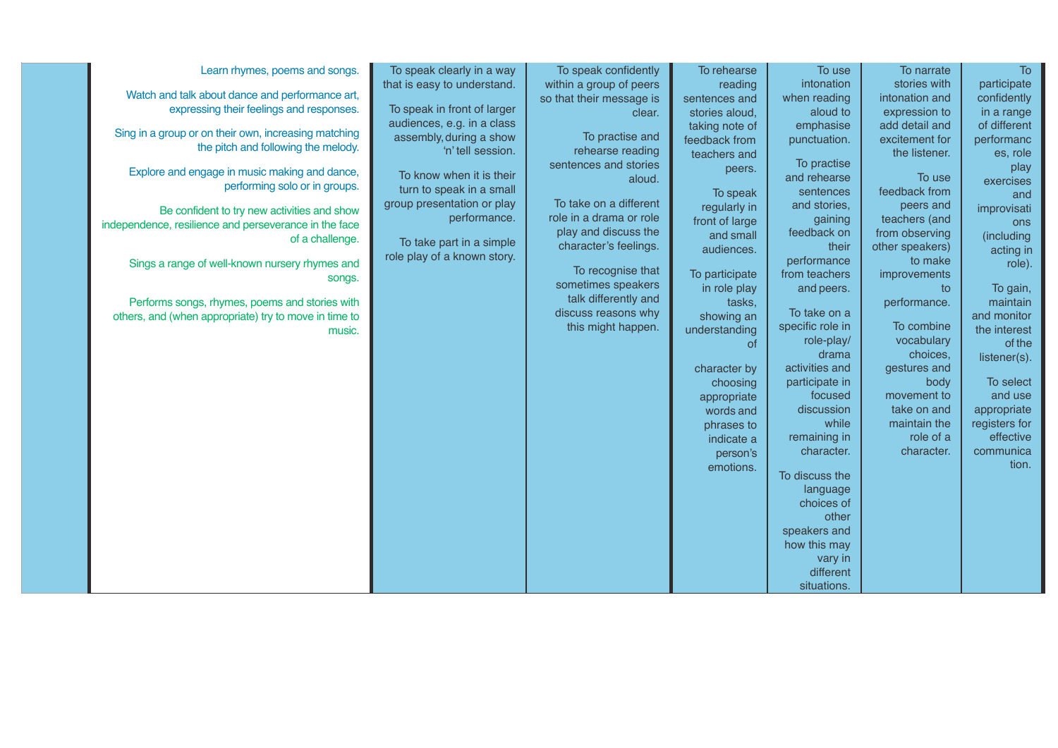| | | | | | | | |
|---|---|---|---|---|---|---|---|
| | Learn rhymes, poems and songs.<br><br>Watch and talk about dance and performance art, expressing their feelings and responses.<br><br>Sing in a group or on their own, increasing matching the pitch and following the melody.<br><br>Explore and engage in music making and dance, performing solo or in groups.<br><br>Be confident to try new activities and show independence, resilience and perseverance in the face of a challenge.<br><br>Sings a range of well-known nursery rhymes and songs.<br><br>Performs songs, rhymes, poems and stories with others, and (when appropriate) try to move in time to music. | To speak clearly in a way that is easy to understand.<br><br>To speak in front of larger audiences, e.g. in a class assembly, during a show 'n' tell session.<br><br>To know when it is their turn to speak in a small group presentation or play performance.<br><br>To take part in a simple role play of a known story. | To speak confidently within a group of peers so that their message is clear.<br><br>To practise and rehearse reading sentences and stories aloud.<br><br>To take on a different role in a drama or role play and discuss the character's feelings.<br><br>To recognise that sometimes speakers talk differently and discuss reasons why this might happen. | To rehearse reading sentences and stories aloud, taking note of feedback from teachers and peers.<br><br>To speak regularly in front of large and small audiences.<br><br>To participate in role play tasks, showing an understanding of character by choosing appropriate words and phrases to indicate a person's emotions. | To use intonation when reading aloud to emphasise punctuation.<br><br>To practise and rehearse sentences and stories, gaining feedback on their performance from teachers and peers.<br><br>To take on a specific role in role-play/ drama activities and participate in focused discussion while remaining in character.<br><br>To discuss the language choices of other speakers and how this may vary in different situations. | To narrate stories with intonation and expression to add detail and excitement for the listener.<br><br>To use feedback from peers and teachers (and from observing other speakers) to make improvements to performance.<br><br>To combine vocabulary choices, gestures and body movement to take on and maintain the role of a character. | To participate confidently in a range of different performances, role play exercises and improvisations (including acting in role).<br><br>To gain, maintain and monitor the interest of the listener(s).<br><br>To select and use appropriate registers for effective communication. |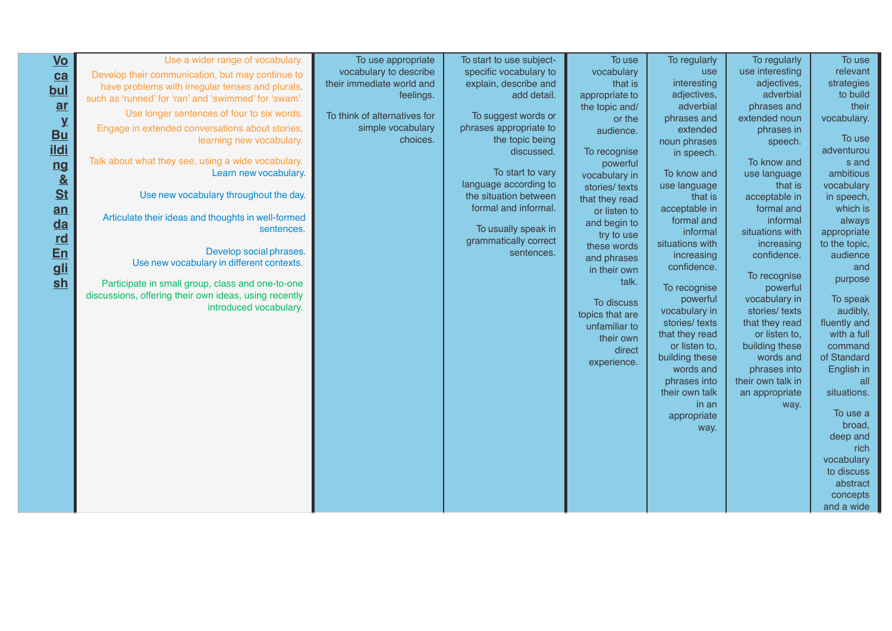| | | | | | | | |
|---|---|---|---|---|---|---|---|
| **Vocabulary Building & Standard English** | Use a wider range of vocabulary.<br>Develop their communication, but may continue to have problems with irregular tenses and plurals, such as 'runned' for 'ran' and 'swimmed' for 'swam'.<br>Use longer sentences of four to six words.<br>Engage in extended conversations about stories, learning new vocabulary.<br>Talk about what they see, using a wide vocabulary.<br>Learn new vocabulary.<br>Use new vocabulary throughout the day.<br>Articulate their ideas and thoughts in well-formed sentences.<br>Develop social phrases.<br>Use new vocabulary in different contexts.<br>Participate in small group, class and one-to-one discussions, offering their own ideas, using recently introduced vocabulary. | To use appropriate vocabulary to describe their immediate world and feelings.<br><br>To think of alternatives for simple vocabulary choices. | To start to use subject-specific vocabulary to explain, describe and add detail.<br><br>To suggest words or phrases appropriate to the topic being discussed.<br><br>To start to vary language according to the situation between formal and informal.<br><br>To usually speak in grammatically correct sentences. | To use vocabulary that is appropriate to the topic and/ or the audience.<br><br>To recognise powerful vocabulary in stories/ texts that they read or listen to and begin to try to use these words and phrases in their own talk.<br><br>To discuss topics that are unfamiliar to their own direct experience. | To regularly use interesting adjectives, adverbial phrases and extended noun phrases in speech.<br><br>To know and use language that is acceptable in formal and informal situations with increasing confidence.<br><br>To recognise powerful vocabulary in stories/ texts that they read or listen to, building these words and phrases into their own talk in an appropriate way. | To regularly use interesting adjectives, adverbial phrases and extended noun phrases in speech.<br><br>To know and use language that is acceptable in formal and informal situations with increasing confidence.<br><br>To recognise powerful vocabulary in stories/ texts that they read or listen to, building these words and phrases into their own talk in an appropriate way. | To use relevant strategies to build their vocabulary.<br><br>To use adventurous and ambitious vocabulary in speech, which is always appropriate to the topic, audience and purpose<br><br>To speak audibly, fluently and with a full command of Standard English in all situations.<br><br>To use a broad, deep and rich vocabulary to discuss abstract concepts and a wide |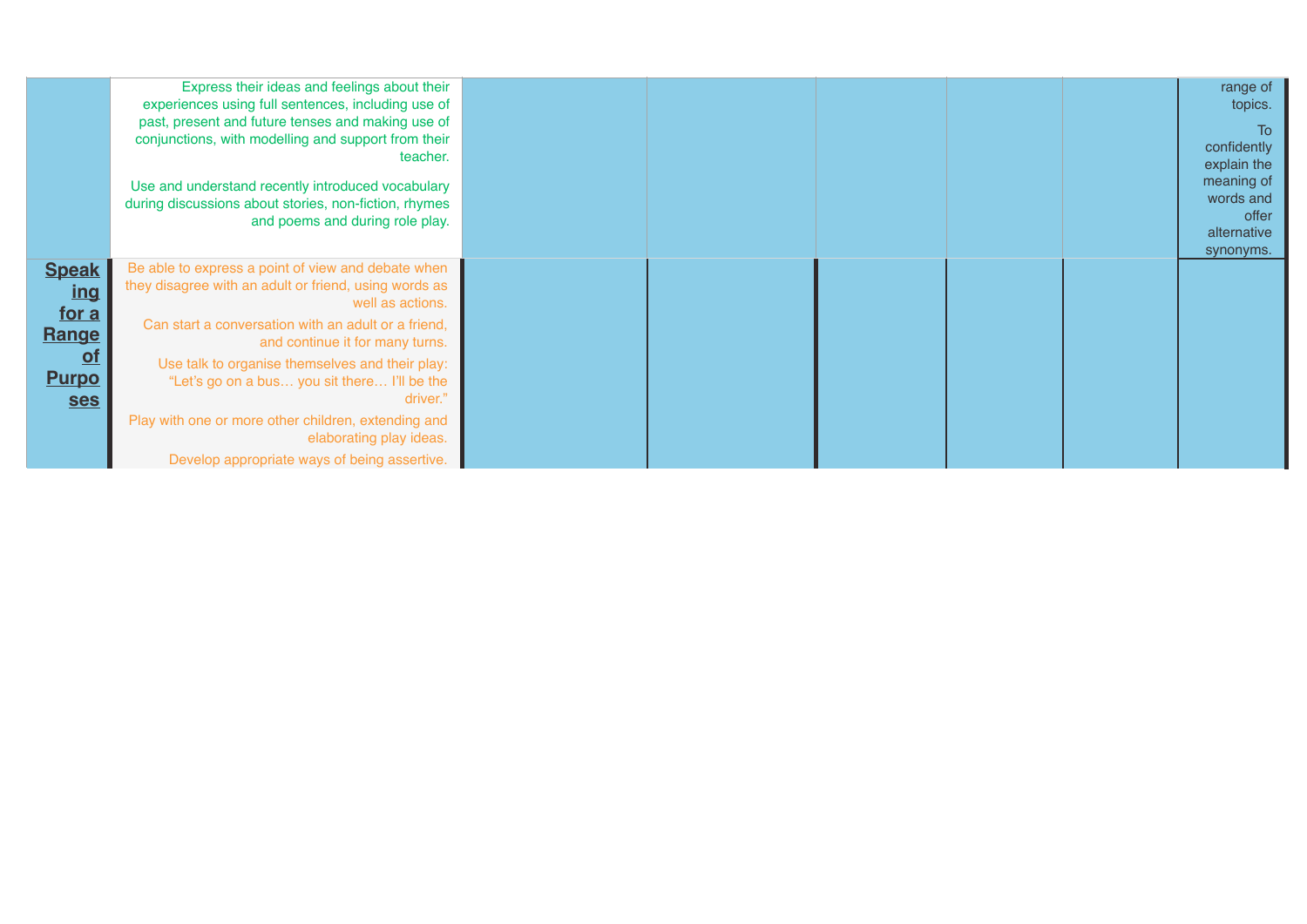| | | | | | | | |
|---|---|---|---|---|---|---|---|
| | Express their ideas and feelings about their experiences using full sentences, including use of past, present and future tenses and making use of conjunctions, with modelling and support from their teacher.<br><br>Use and understand recently introduced vocabulary during discussions about stories, non-fiction, rhymes and poems and during role play. | | | | | | range of topics.<br><br>To confidently explain the meaning of words and offer alternative synonyms. |
| **Speaking for a Range of Purposes** | Be able to express a point of view and debate when they disagree with an adult or friend, using words as well as actions.<br><br>Can start a conversation with an adult or a friend, and continue it for many turns.<br><br>Use talk to organise themselves and their play: "Let's go on a bus… you sit there… I'll be the driver."<br><br>Play with one or more other children, extending and elaborating play ideas.<br><br>Develop appropriate ways of being assertive. | | | | | | |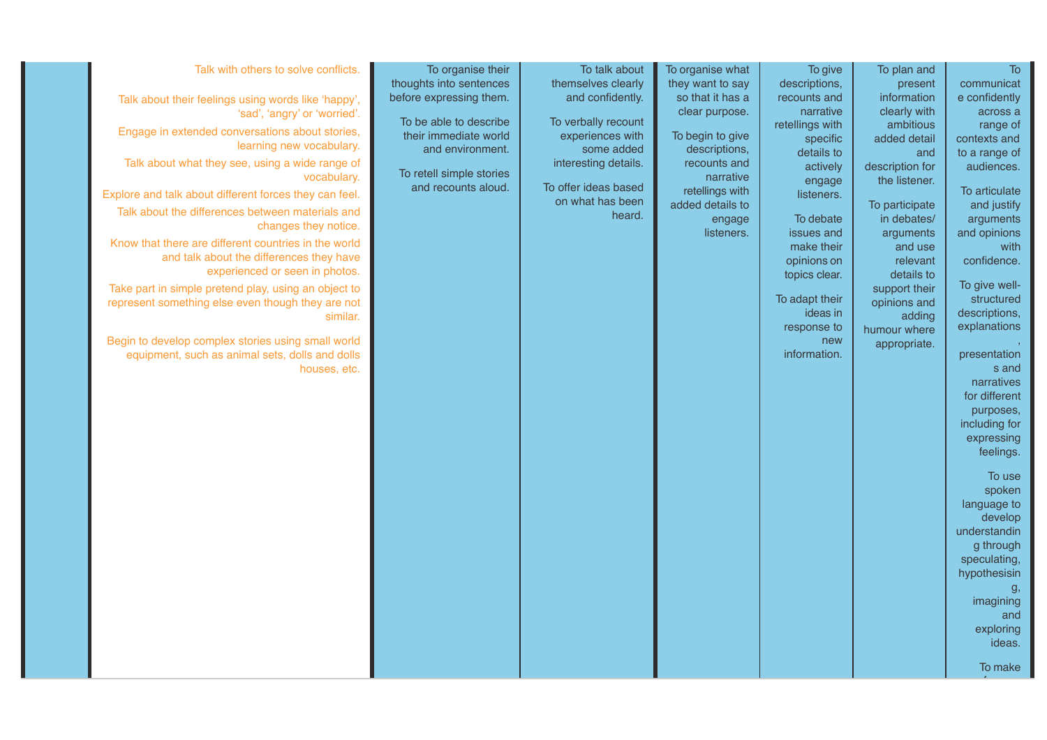| | | | | | | | |
|---|---|---|---|---|---|---|---|
| | Talk with others to solve conflicts.<br><br>Talk about their feelings using words like 'happy', 'sad', 'angry' or 'worried'.<br><br>Engage in extended conversations about stories, learning new vocabulary.<br><br>Talk about what they see, using a wide range of vocabulary.<br><br>Explore and talk about different forces they can feel.<br><br>Talk about the differences between materials and changes they notice.<br><br>Know that there are different countries in the world and talk about the differences they have experienced or seen in photos.<br><br>Take part in simple pretend play, using an object to represent something else even though they are not similar.<br><br>Begin to develop complex stories using small world equipment, such as animal sets, dolls and dolls houses, etc. | To organise their thoughts into sentences before expressing them.<br><br>To be able to describe their immediate world and environment.<br><br>To retell simple stories and recounts aloud. | To talk about themselves clearly and confidently.<br><br>To verbally recount experiences with some added interesting details.<br><br>To offer ideas based on what has been heard. | To organise what they want to say so that it has a clear purpose.<br><br>To begin to give descriptions, recounts and narrative retellings with added details to engage listeners. | To give descriptions, recounts and narrative retellings with specific details to actively engage listeners.<br><br>To debate issues and make their opinions on topics clear.<br><br>To adapt their ideas in response to new information. | To plan and present information clearly with ambitious added detail and description for the listener.<br><br>To participate in debates/ arguments and use relevant details to support their opinions and adding humour where appropriate. | To communicate confidently across a range of contexts and to a range of audiences.<br><br>To articulate and justify arguments and opinions with confidence.<br><br>To give well-structured descriptions, explanations, presentations and narratives for different purposes, including for expressing feelings.<br><br>To use spoken language to develop understanding through speculating, hypothesising, imagining and exploring ideas.<br><br>To make |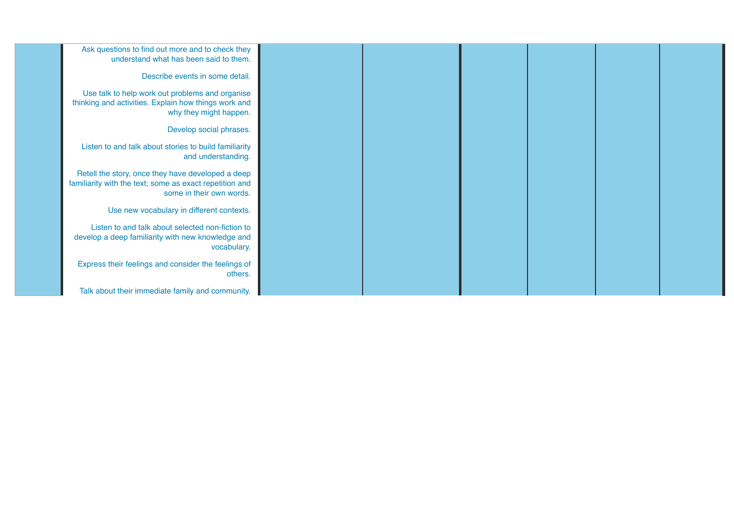| | | | | | | | |
|---|---|---|---|---|---|---|---|
| | Ask questions to find out more and to check they understand what has been said to them.<br><br>Describe events in some detail.<br><br>Use talk to help work out problems and organise thinking and activities. Explain how things work and why they might happen.<br><br>Develop social phrases.<br><br>Listen to and talk about stories to build familiarity and understanding.<br><br>Retell the story, once they have developed a deep familiarity with the text; some as exact repetition and some in their own words.<br><br>Use new vocabulary in different contexts.<br><br>Listen to and talk about selected non-fiction to develop a deep familiarity with new knowledge and vocabulary.<br><br>Express their feelings and consider the feelings of others.<br><br>Talk about their immediate family and community. | | | | | | |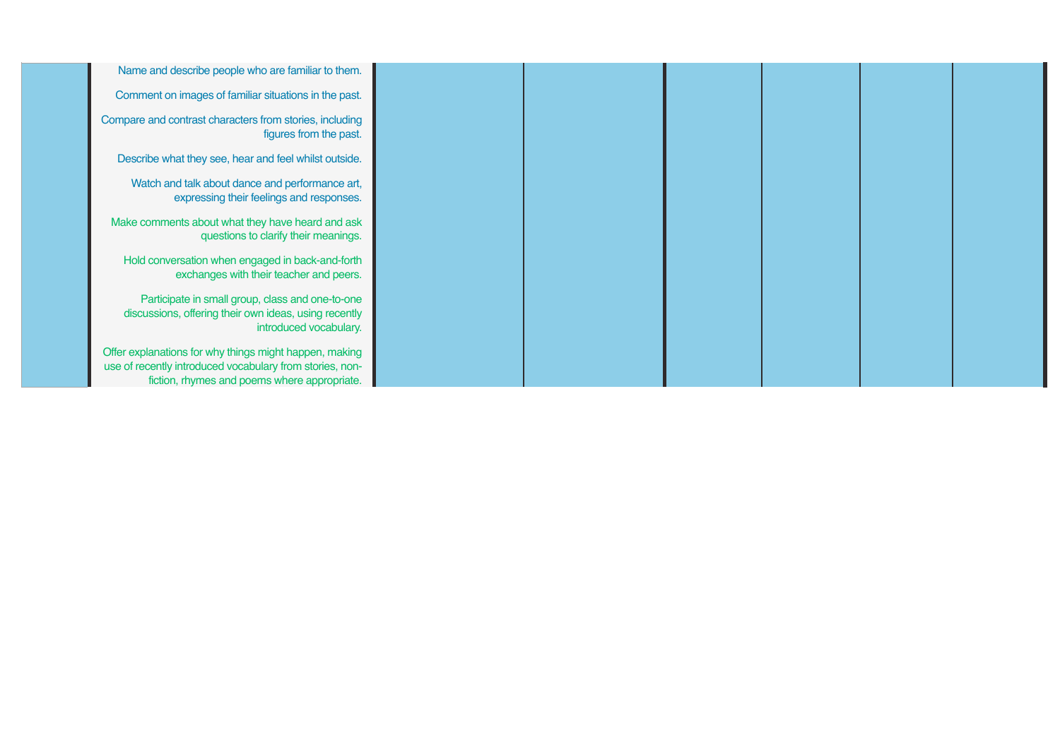| | | | | | | | |
|---|---|---|---|---|---|---|---|
| | Name and describe people who are familiar to them.<br><br>Comment on images of familiar situations in the past.<br><br>Compare and contrast characters from stories, including figures from the past.<br><br>Describe what they see, hear and feel whilst outside.<br><br>Watch and talk about dance and performance art, expressing their feelings and responses.<br><br>Make comments about what they have heard and ask questions to clarify their meanings.<br><br>Hold conversation when engaged in back-and-forth exchanges with their teacher and peers.<br><br>Participate in small group, class and one-to-one discussions, offering their own ideas, using recently introduced vocabulary.<br><br>Offer explanations for why things might happen, making use of recently introduced vocabulary from stories, non-fiction, rhymes and poems where appropriate. | | | | | | |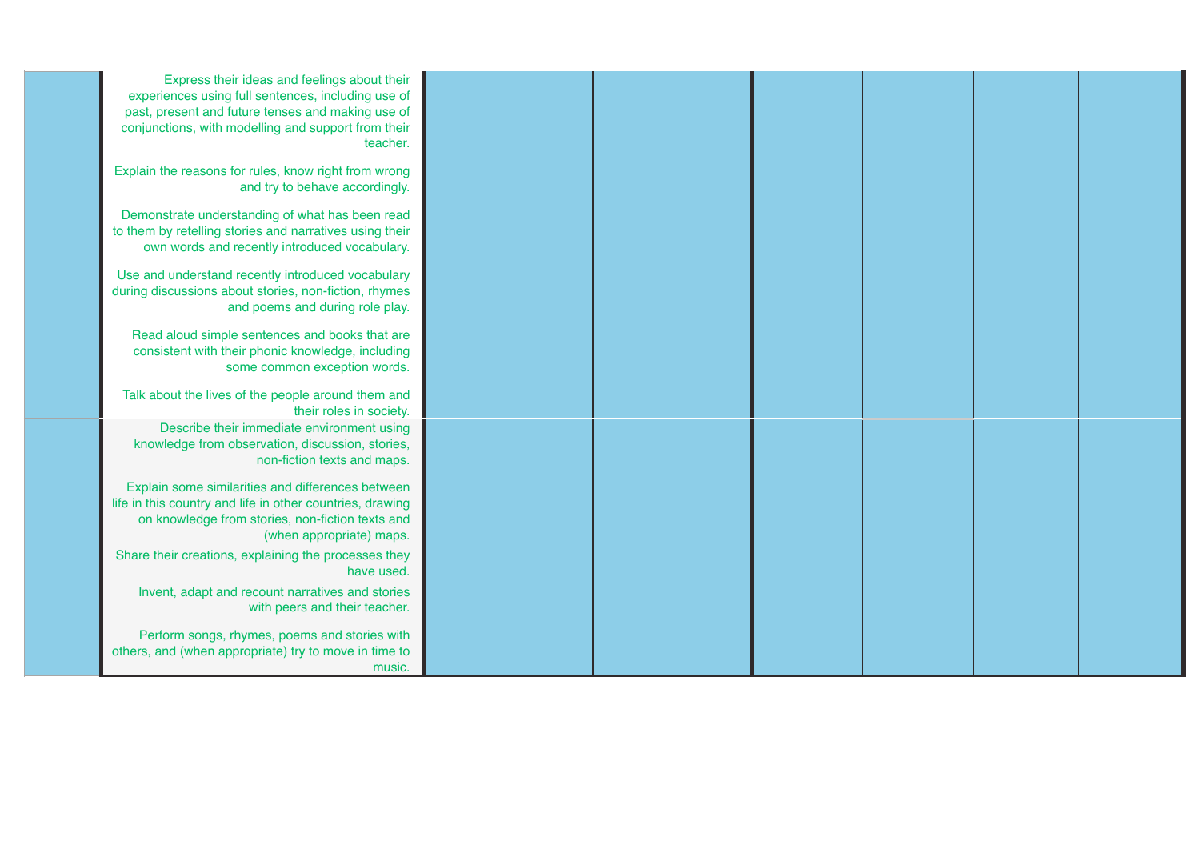| | | | | | | | |
|---|---|---|---|---|---|---|---|
| | Express their ideas and feelings about their experiences using full sentences, including use of past, present and future tenses and making use of conjunctions, with modelling and support from their teacher.<br><br>Explain the reasons for rules, know right from wrong and try to behave accordingly.<br><br>Demonstrate understanding of what has been read to them by retelling stories and narratives using their own words and recently introduced vocabulary.<br><br>Use and understand recently introduced vocabulary during discussions about stories, non-fiction, rhymes and poems and during role play.<br><br>Read aloud simple sentences and books that are consistent with their phonic knowledge, including some common exception words.<br><br>Talk about the lives of the people around them and their roles in society. | | | | | | |
| | Describe their immediate environment using knowledge from observation, discussion, stories, non-fiction texts and maps.<br><br>Explain some similarities and differences between life in this country and life in other countries, drawing on knowledge from stories, non-fiction texts and (when appropriate) maps.<br><br>Share their creations, explaining the processes they have used.<br><br>Invent, adapt and recount narratives and stories with peers and their teacher.<br><br>Perform songs, rhymes, poems and stories with others, and (when appropriate) try to move in time to music. | | | | | | |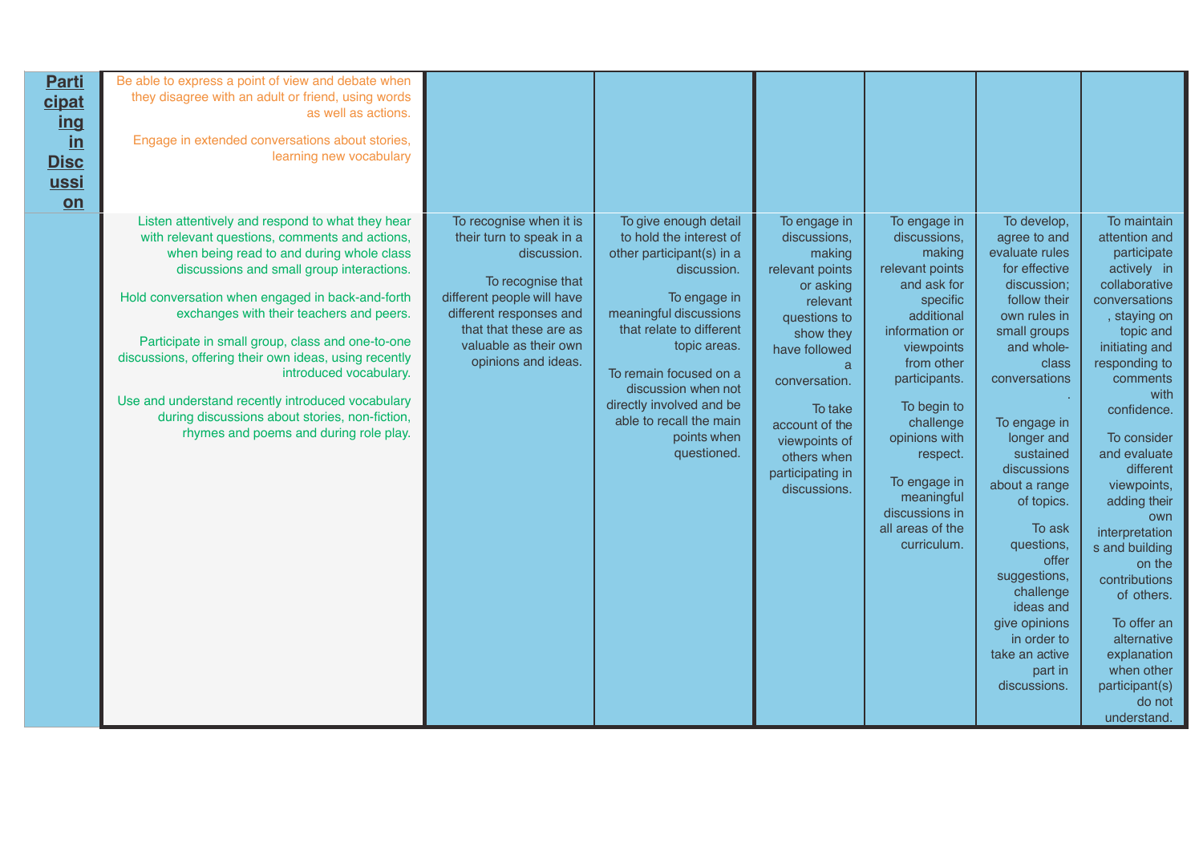| | | | | | | | |
|---|---|---|---|---|---|---|---|
| **Participating in Discussion** | Be able to express a point of view and debate when they disagree with an adult or friend, using words as well as actions.<br><br>Engage in extended conversations about stories, learning new vocabulary | | | | | | |
| | Listen attentively and respond to what they hear with relevant questions, comments and actions, when being read to and during whole class discussions and small group interactions.<br><br>Hold conversation when engaged in back-and-forth exchanges with their teachers and peers.<br><br>Participate in small group, class and one-to-one discussions, offering their own ideas, using recently introduced vocabulary.<br><br>Use and understand recently introduced vocabulary during discussions about stories, non-fiction, rhymes and poems and during role play. | To recognise when it is their turn to speak in a discussion.<br><br>To recognise that different people will have different responses and that that these are as valuable as their own opinions and ideas. | To give enough detail to hold the interest of other participant(s) in a discussion.<br><br>To engage in meaningful discussions that relate to different topic areas.<br><br>To remain focused on a discussion when not directly involved and be able to recall the main points when questioned. | To engage in discussions, making relevant points or asking relevant questions to show they have followed a conversation.<br><br>To take account of the viewpoints of others when participating in discussions. | To engage in discussions, making relevant points and ask for specific additional information or viewpoints from other participants.<br><br>To begin to challenge opinions with respect.<br><br>To engage in meaningful discussions in all areas of the curriculum. | To develop, agree to and evaluate rules for effective discussion; follow their own rules in small groups and whole-class conversations.<br><br>To engage in longer and sustained discussions about a range of topics.<br><br>To ask questions, offer suggestions, challenge ideas and give opinions in order to take an active part in discussions. | To maintain attention and participate actively in collaborative conversations, staying on topic and initiating and responding to comments with confidence.<br><br>To consider and evaluate different viewpoints, adding their own interpretations and building on the contributions of others.<br><br>To offer an alternative explanation when other participant(s) do not understand. |